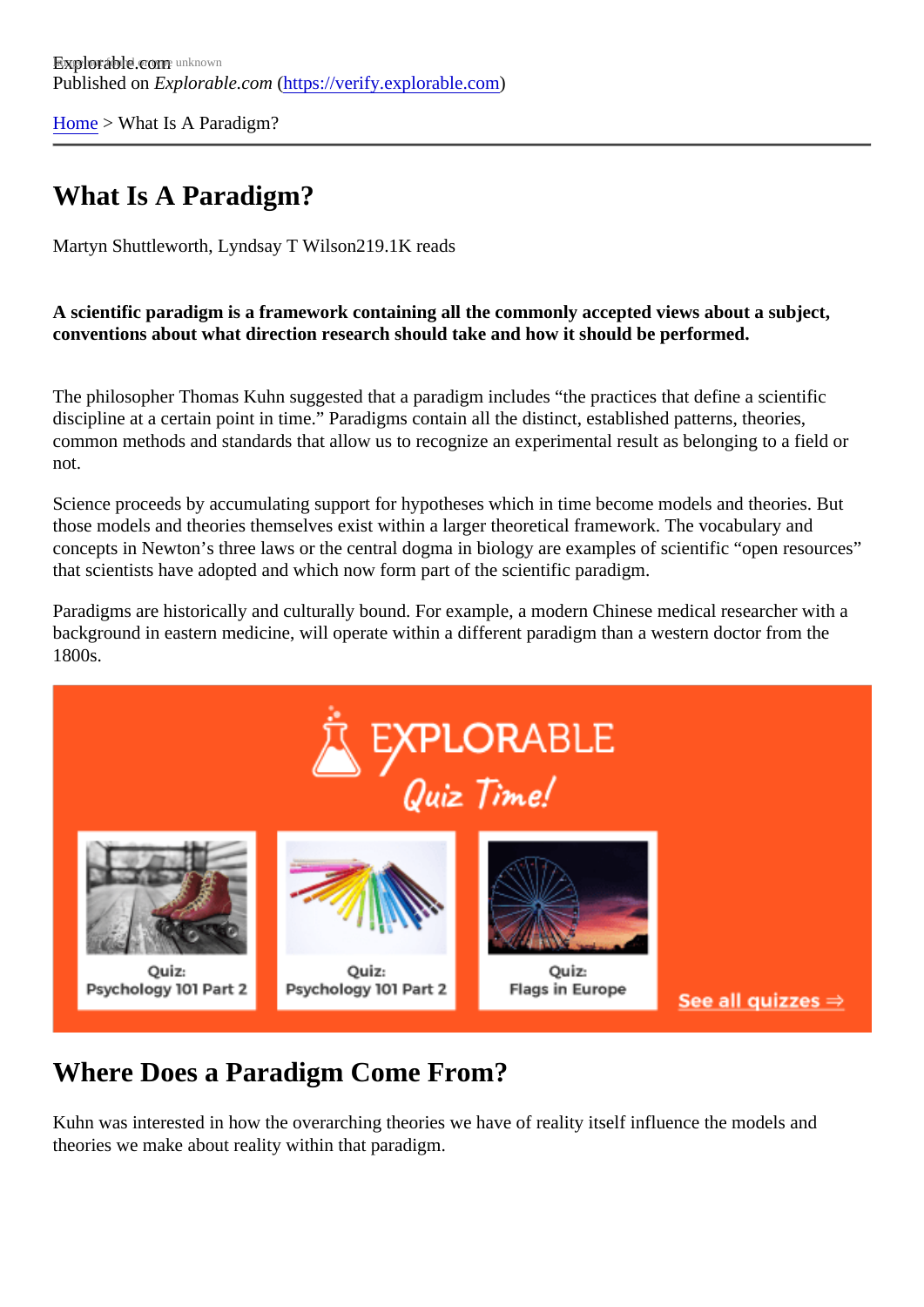Explorable.com
Published on *Explorable.com* (https://verify.explorable.com)

Home > What Is A Paradigm?

# What Is A Paradigm?

Martyn Shuttleworth, Lyndsay T Wilson219.1K reads

**A scientific paradigm is a framework containing all the commonly accepted views about a subject, conventions about what direction research should take and how it should be performed.**

The philosopher Thomas Kuhn suggested that a paradigm includes "the practices that define a scientific discipline at a certain point in time." Paradigms contain all the distinct, established patterns, theories, common methods and standards that allow us to recognize an experimental result as belonging to a field or not.

Science proceeds by accumulating support for hypotheses which in time become models and theories. But those models and theories themselves exist within a larger theoretical framework. The vocabulary and concepts in Newton's three laws or the central dogma in biology are examples of scientific "open resources" that scientists have adopted and which now form part of the scientific paradigm.

Paradigms are historically and culturally bound. For example, a modern Chinese medical researcher with a background in eastern medicine, will operate within a different paradigm than a western doctor from the 1800s.

EXPLORABLE
Quiz Time!

Quiz: Psychology 101 Part 2

Quiz: Psychology 101 Part 2

Quiz: Flags in Europe

See all quizzes ⇒

## Where Does a Paradigm Come From?

Kuhn was interested in how the overarching theories we have of reality itself influence the models and theories we make about reality within that paradigm.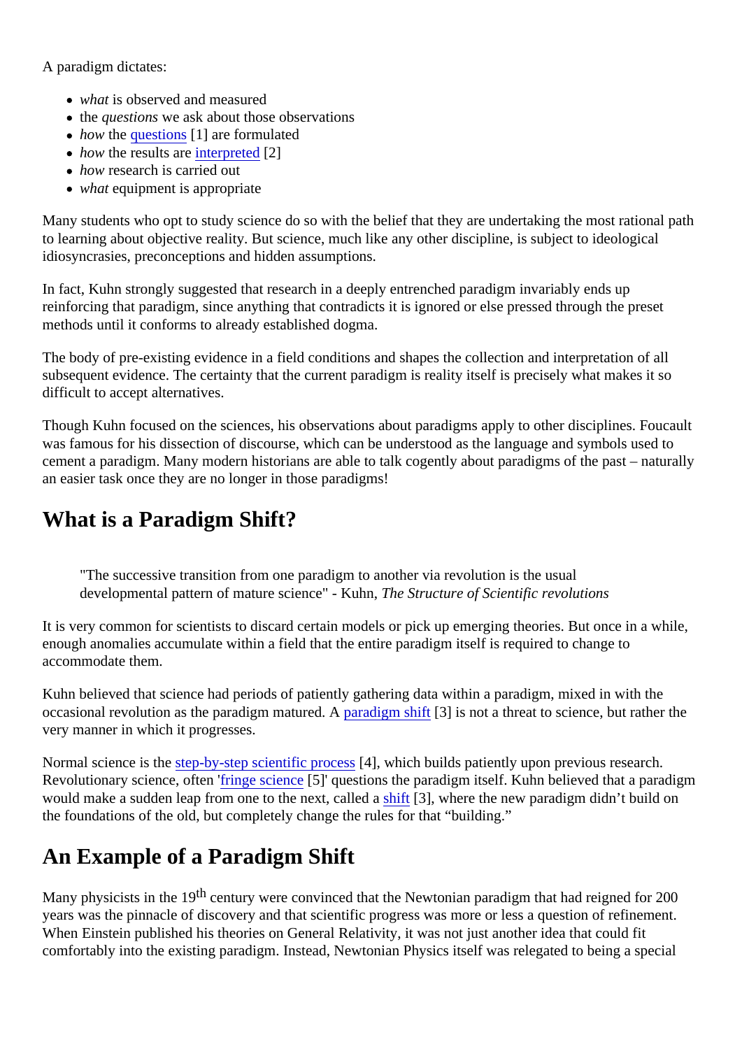A paradigm dictates:

- *what* is observed and measured
- the *questions* we ask about those observations
- *how* the questions [1] are formulated
- *how* the results are interpreted [2]
- *how* research is carried out
- *what* equipment is appropriate

Many students who opt to study science do so with the belief that they are undertaking the most rational path to learning about objective reality. But science, much like any other discipline, is subject to ideological idiosyncrasies, preconceptions and hidden assumptions.

In fact, Kuhn strongly suggested that research in a deeply entrenched paradigm invariably ends up reinforcing that paradigm, since anything that contradicts it is ignored or else pressed through the preset methods until it conforms to already established dogma.

The body of pre-existing evidence in a field conditions and shapes the collection and interpretation of all subsequent evidence. The certainty that the current paradigm is reality itself is precisely what makes it so difficult to accept alternatives.

Though Kuhn focused on the sciences, his observations about paradigms apply to other disciplines. Foucault was famous for his dissection of discourse, which can be understood as the language and symbols used to cement a paradigm. Many modern historians are able to talk cogently about paradigms of the past – naturally an easier task once they are no longer in those paradigms!

## What is a Paradigm Shift?

> "The successive transition from one paradigm to another via revolution is the usual developmental pattern of mature science" - Kuhn, *The Structure of Scientific revolutions*

It is very common for scientists to discard certain models or pick up emerging theories. But once in a while, enough anomalies accumulate within a field that the entire paradigm itself is required to change to accommodate them.

Kuhn believed that science had periods of patiently gathering data within a paradigm, mixed in with the occasional revolution as the paradigm matured. A paradigm shift [3] is not a threat to science, but rather the very manner in which it progresses.

Normal science is the step-by-step scientific process [4], which builds patiently upon previous research. Revolutionary science, often 'fringe science [5]' questions the paradigm itself. Kuhn believed that a paradigm would make a sudden leap from one to the next, called a shift [3], where the new paradigm didn't build on the foundations of the old, but completely change the rules for that "building."

## An Example of a Paradigm Shift

Many physicists in the 19th century were convinced that the Newtonian paradigm that had reigned for 200 years was the pinnacle of discovery and that scientific progress was more or less a question of refinement. When Einstein published his theories on General Relativity, it was not just another idea that could fit comfortably into the existing paradigm. Instead, Newtonian Physics itself was relegated to being a special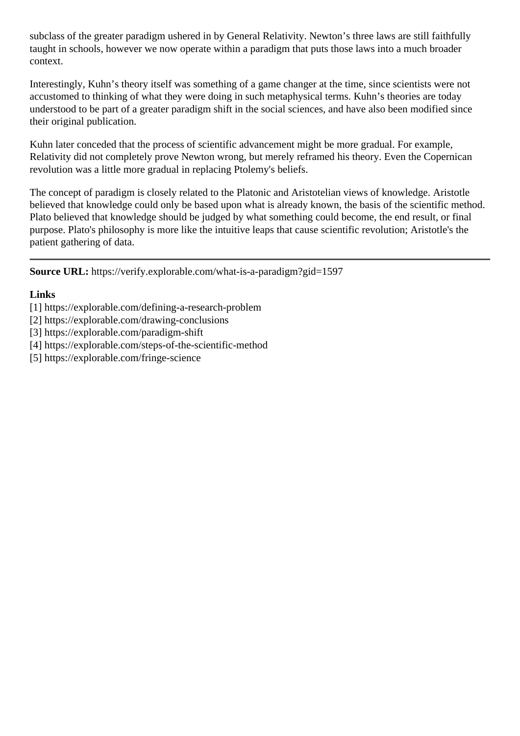subclass of the greater paradigm ushered in by General Relativity. Newton’s three laws are still faithfully taught in schools, however we now operate within a paradigm that puts those laws into a much broader context.

Interestingly, Kuhn’s theory itself was something of a game changer at the time, since scientists were not accustomed to thinking of what they were doing in such metaphysical terms. Kuhn’s theories are today understood to be part of a greater paradigm shift in the social sciences, and have also been modified since their original publication.

Kuhn later conceded that the process of scientific advancement might be more gradual. For example, Relativity did not completely prove Newton wrong, but merely reframed his theory. Even the Copernican revolution was a little more gradual in replacing Ptolemy's beliefs.

The concept of paradigm is closely related to the Platonic and Aristotelian views of knowledge. Aristotle believed that knowledge could only be based upon what is already known, the basis of the scientific method. Plato believed that knowledge should be judged by what something could become, the end result, or final purpose. Plato's philosophy is more like the intuitive leaps that cause scientific revolution; Aristotle's the patient gathering of data.

---

**Source URL:** https://verify.explorable.com/what-is-a-paradigm?gid=1597

**Links**

[1] https://explorable.com/defining-a-research-problem
[2] https://explorable.com/drawing-conclusions
[3] https://explorable.com/paradigm-shift
[4] https://explorable.com/steps-of-the-scientific-method
[5] https://explorable.com/fringe-science